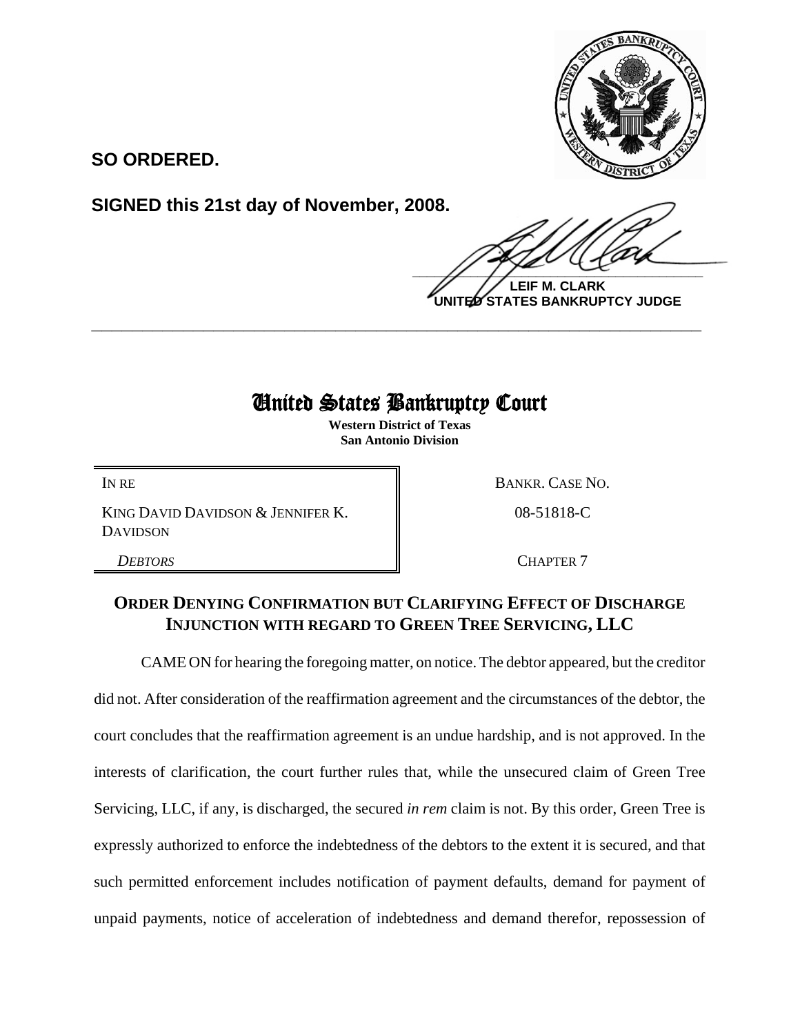**SO ORDERED.**

**SIGNED this 21st day of November, 2008.**

**LEIF M. CLARK**
**UNITED STATES BANKRUPTCY JUDGE**

---

# United States Bankruptcy Court

**Western District of Texas**
**San Antonio Division**

| | |
|---|---|
| IN RE | BANKR. CASE NO. |
| KING DAVID DAVIDSON & JENNIFER K. DAVIDSON | 08-51818-C |
| *DEBTORS* | CHAPTER 7 |

## ORDER DENYING CONFIRMATION BUT CLARIFYING EFFECT OF DISCHARGE INJUNCTION WITH REGARD TO GREEN TREE SERVICING, LLC

CAME ON for hearing the foregoing matter, on notice. The debtor appeared, but the creditor did not. After consideration of the reaffirmation agreement and the circumstances of the debtor, the court concludes that the reaffirmation agreement is an undue hardship, and is not approved. In the interests of clarification, the court further rules that, while the unsecured claim of Green Tree Servicing, LLC, if any, is discharged, the secured *in rem* claim is not. By this order, Green Tree is expressly authorized to enforce the indebtedness of the debtors to the extent it is secured, and that such permitted enforcement includes notification of payment defaults, demand for payment of unpaid payments, notice of acceleration of indebtedness and demand therefor, repossession of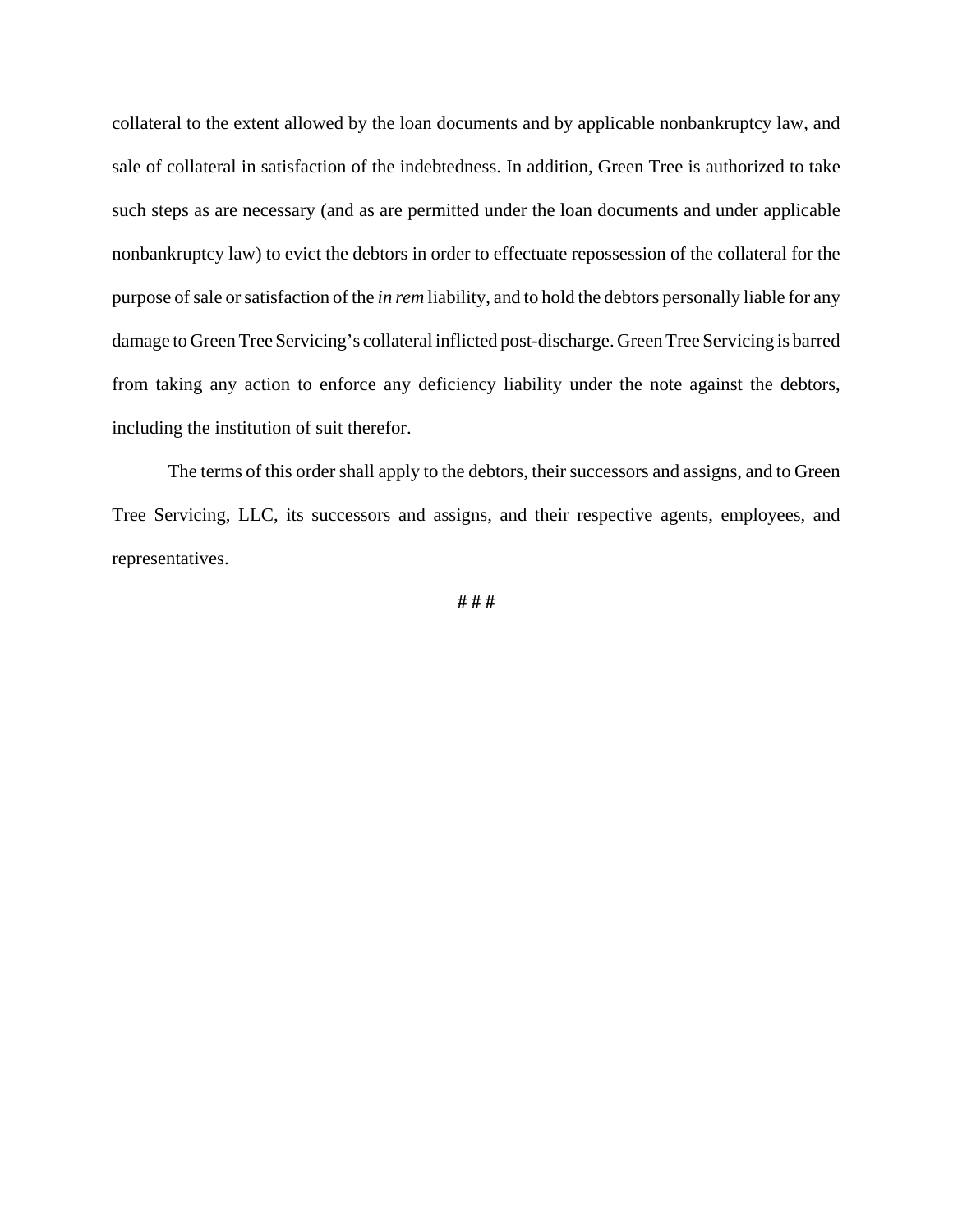collateral to the extent allowed by the loan documents and by applicable nonbankruptcy law, and sale of collateral in satisfaction of the indebtedness. In addition, Green Tree is authorized to take such steps as are necessary (and as are permitted under the loan documents and under applicable nonbankruptcy law) to evict the debtors in order to effectuate repossession of the collateral for the purpose of sale or satisfaction of the *in rem* liability, and to hold the debtors personally liable for any damage to Green Tree Servicing's collateral inflicted post-discharge. Green Tree Servicing is barred from taking any action to enforce any deficiency liability under the note against the debtors, including the institution of suit therefor.

The terms of this order shall apply to the debtors, their successors and assigns, and to Green Tree Servicing, LLC, its successors and assigns, and their respective agents, employees, and representatives.

# # #